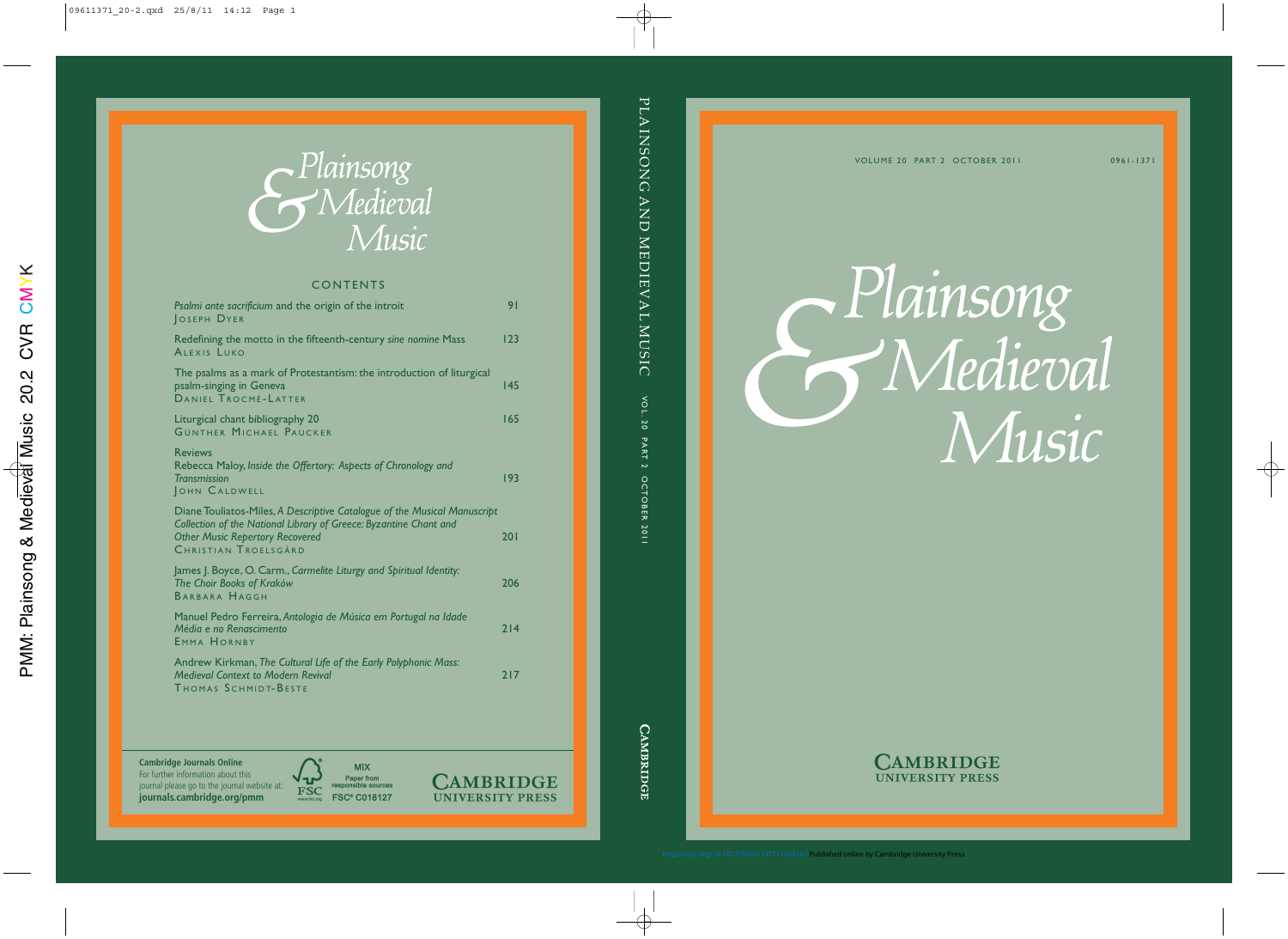# Plainsong & Medieval Music

VOLUME 20 PART 2 OCTOBER 2011

0961-1371

## CONTENTS

| | |
|---|---|
| *Psalmi ante sacrificium* and the origin of the introit<br>JOSEPH DYER | 91 |
| Redefining the motto in the fifteenth-century *sine nomine* Mass<br>ALEXIS LUKO | 123 |
| The psalms as a mark of Protestantism: the introduction of liturgical psalm-singing in Geneva<br>DANIEL TROCMÉ-LATTER | 145 |
| Liturgical chant bibliography 20<br>GÜNTHER MICHAEL PAUCKER | 165 |
| Reviews<br>Rebecca Maloy, *Inside the Offertory: Aspects of Chronology and Transmission*<br>JOHN CALDWELL | 193 |
| Diane Touliatos-Miles, *A Descriptive Catalogue of the Musical Manuscript Collection of the National Library of Greece: Byzantine Chant and Other Music Repertory Recovered*<br>CHRISTIAN TROELSGÅRD | 201 |
| James J. Boyce, O. Carm., *Carmelite Liturgy and Spiritual Identity: The Choir Books of Kraków*<br>BARBARA HAGGH | 206 |
| Manuel Pedro Ferreira, *Antologia de Música em Portugal na Idade Média e no Renascimento*<br>EMMA HORNBY | 214 |
| Andrew Kirkman, *The Cultural Life of the Early Polyphonic Mass: Medieval Context to Modern Revival*<br>THOMAS SCHMIDT-BESTE | 217 |

**Cambridge Journals Online**
For further information about this journal please go to the journal website at:
**journals.cambridge.org/pmm**

MIX
Paper from responsible sources
FSC® C018127

CAMBRIDGE UNIVERSITY PRESS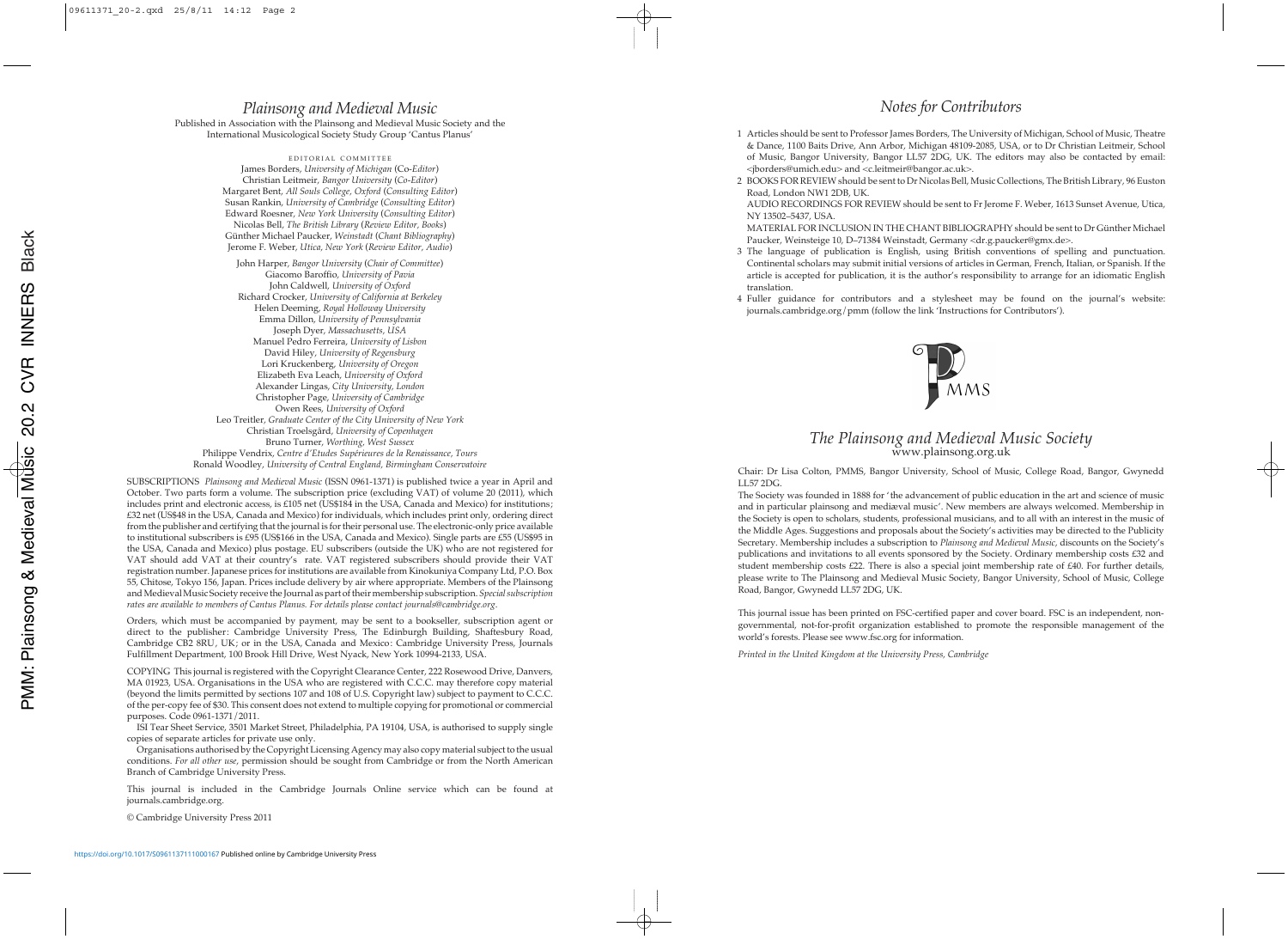# Plainsong and Medieval Music

Published in Association with the Plainsong and Medieval Music Society and the International Musicological Society Study Group 'Cantus Planus'

EDITORIAL COMMITTEE

James Borders, *University of Michigan* (*Co-Editor*)
Christian Leitmeir, *Bangor University* (*Co-Editor*)
Margaret Bent, *All Souls College, Oxford* (*Consulting Editor*)
Susan Rankin, *University of Cambridge* (*Consulting Editor*)
Edward Roesner, *New York University* (*Consulting Editor*)
Nicolas Bell, *The British Library* (*Review Editor, Books*)
Günther Michael Paucker, *Weinstadt* (*Chant Bibliography*)
Jerome F. Weber, *Utica, New York* (*Review Editor, Audio*)

John Harper, *Bangor University* (*Chair of Committee*)
Giacomo Baroffio, *University of Pavia*
John Caldwell, *University of Oxford*
Richard Crocker, *University of California at Berkeley*
Helen Deeming, *Royal Holloway University*
Emma Dillon, *University of Pennsylvania*
Joseph Dyer, *Massachusetts, USA*
Manuel Pedro Ferreira, *University of Lisbon*
David Hiley, *University of Regensburg*
Lori Kruckenberg, *University of Oregon*
Elizabeth Eva Leach, *University of Oxford*
Alexander Lingas, *City University, London*
Christopher Page, *University of Cambridge*
Owen Rees, *University of Oxford*
Leo Treitler, *Graduate Center of the City University of New York*
Christian Troelsgård, *University of Copenhagen*
Bruno Turner, *Worthing, West Sussex*
Philippe Vendrix, *Centre d'Etudes Supérieures de la Renaissance, Tours*
Ronald Woodley, *University of Central England, Birmingham Conservatoire*

SUBSCRIPTIONS *Plainsong and Medieval Music* (ISSN 0961-1371) is published twice a year in April and October. Two parts form a volume. The subscription price (excluding VAT) of volume 20 (2011), which includes print and electronic access, is £105 net (US$184 in the USA, Canada and Mexico) for institutions; £32 net (US$48 in the USA, Canada and Mexico) for individuals, which includes print only, ordering direct from the publisher and certifying that the journal is for their personal use. The electronic-only price available to institutional subscribers is £95 (US$166 in the USA, Canada and Mexico) plus postage. EU subscribers (outside the UK) who are not registered for VAT should add VAT at their country's rate. VAT registered subscribers should provide their VAT registration number. Japanese prices for institutions are available from Kinokuniya Company Ltd, P.O. Box 55, Chitose, Tokyo 156, Japan. Prices include delivery by air where appropriate. Members of the Plainsong and Medieval Music Society receive the Journal as part of their membership subscription. *Special subscription rates are available to members of Cantus Planus. For details please contact journals@cambridge.org.*

Orders, which must be accompanied by payment, may be sent to a bookseller, subscription agent or direct to the publisher: Cambridge University Press, The Edinburgh Building, Shaftesbury Road, Cambridge CB2 8RU, UK; or in the USA, Canada and Mexico: Cambridge University Press, Journals Fulfillment Department, 100 Brook Hill Drive, West Nyack, New York 10994-2133, USA.

COPYING This journal is registered with the Copyright Clearance Center, 222 Rosewood Drive, Danvers, MA 01923, USA. Organisations in the USA who are registered with C.C.C. may therefore copy material (beyond the limits permitted by sections 107 and 108 of U.S. Copyright law) subject to payment to C.C.C. of the per-copy fee of $30. This consent does not extend to multiple copying for promotional or commercial purposes. Code 0961-1371/2011.

ISI Tear Sheet Service, 3501 Market Street, Philadelphia, PA 19104, USA, is authorised to supply single copies of separate articles for private use only.

Organisations authorised by the Copyright Licensing Agency may also copy material subject to the usual conditions. *For all other use*, permission should be sought from Cambridge or from the North American Branch of Cambridge University Press.

This journal is included in the Cambridge Journals Online service which can be found at journals.cambridge.org.

© Cambridge University Press 2011

# Notes for Contributors

1. Articles should be sent to Professor James Borders, The University of Michigan, School of Music, Theatre & Dance, 1100 Baits Drive, Ann Arbor, Michigan 48109-2085, USA, or to Dr Christian Leitmeir, School of Music, Bangor University, Bangor LL57 2DG, UK. The editors may also be contacted by email: <jborders@umich.edu> and <c.leitmeir@bangor.ac.uk>.
2. BOOKS FOR REVIEW should be sent to Dr Nicolas Bell, Music Collections, The British Library, 96 Euston Road, London NW1 2DB, UK.
   AUDIO RECORDINGS FOR REVIEW should be sent to Fr Jerome F. Weber, 1613 Sunset Avenue, Utica, NY 13502–5437, USA.
   MATERIAL FOR INCLUSION IN THE CHANT BIBLIOGRAPHY should be sent to Dr Günther Michael Paucker, Weinsteige 10, D–71384 Weinstadt, Germany <dr.g.paucker@gmx.de>.
3. The language of publication is English, using British conventions of spelling and punctuation. Continental scholars may submit initial versions of articles in German, French, Italian, or Spanish. If the article is accepted for publication, it is the author's responsibility to arrange for an idiomatic English translation.
4. Fuller guidance for contributors and a stylesheet may be found on the journal's website: journals.cambridge.org/pmm (follow the link 'Instructions for Contributors').

# The Plainsong and Medieval Music Society

www.plainsong.org.uk

Chair: Dr Lisa Colton, PMMS, Bangor University, School of Music, College Road, Bangor, Gwynedd LL57 2DG.

The Society was founded in 1888 for 'the advancement of public education in the art and science of music and in particular plainsong and mediæval music'. New members are always welcomed. Membership in the Society is open to scholars, students, professional musicians, and to all with an interest in the music of the Middle Ages. Suggestions and proposals about the Society's activities may be directed to the Publicity Secretary. Membership includes a subscription to *Plainsong and Medieval Music*, discounts on the Society's publications and invitations to all events sponsored by the Society. Ordinary membership costs £32 and student membership costs £22. There is also a special joint membership rate of £40. For further details, please write to The Plainsong and Medieval Music Society, Bangor University, School of Music, College Road, Bangor, Gwynedd LL57 2DG, UK.

This journal issue has been printed on FSC-certified paper and cover board. FSC is an independent, non-governmental, not-for-profit organization established to promote the responsible management of the world's forests. Please see www.fsc.org for information.

*Printed in the United Kingdom at the University Press, Cambridge*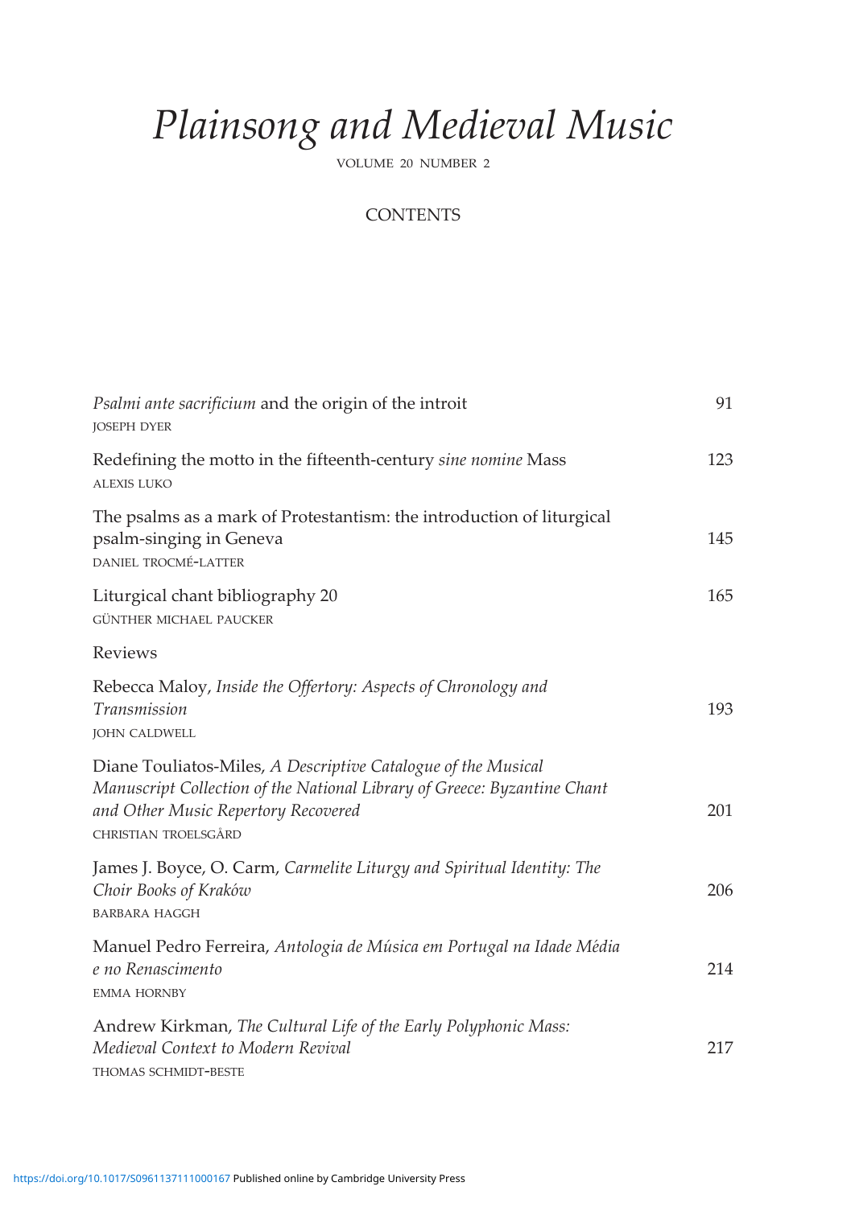# *Plainsong and Medieval Music*

VOLUME 20 NUMBER 2

## CONTENTS

| | |
|---|---|
| *Psalmi ante sacrificium* and the origin of the introit<br>JOSEPH DYER | 91 |
| Redefining the motto in the fifteenth-century *sine nomine* Mass<br>ALEXIS LUKO | 123 |
| The psalms as a mark of Protestantism: the introduction of liturgical psalm-singing in Geneva<br>DANIEL TROCMÉ-LATTER | 145 |
| Liturgical chant bibliography 20<br>GÜNTHER MICHAEL PAUCKER | 165 |
| Reviews | |
| Rebecca Maloy, *Inside the Offertory: Aspects of Chronology and Transmission*<br>JOHN CALDWELL | 193 |
| Diane Touliatos-Miles, *A Descriptive Catalogue of the Musical Manuscript Collection of the National Library of Greece: Byzantine Chant and Other Music Repertory Recovered*<br>CHRISTIAN TROELSGÅRD | 201 |
| James J. Boyce, O. Carm, *Carmelite Liturgy and Spiritual Identity: The Choir Books of Kraków*<br>BARBARA HAGGH | 206 |
| Manuel Pedro Ferreira, *Antologia de Música em Portugal na Idade Média e no Renascimento*<br>EMMA HORNBY | 214 |
| Andrew Kirkman, *The Cultural Life of the Early Polyphonic Mass: Medieval Context to Modern Revival*<br>THOMAS SCHMIDT-BESTE | 217 |

https://doi.org/10.1017/S0961137111000167 Published online by Cambridge University Press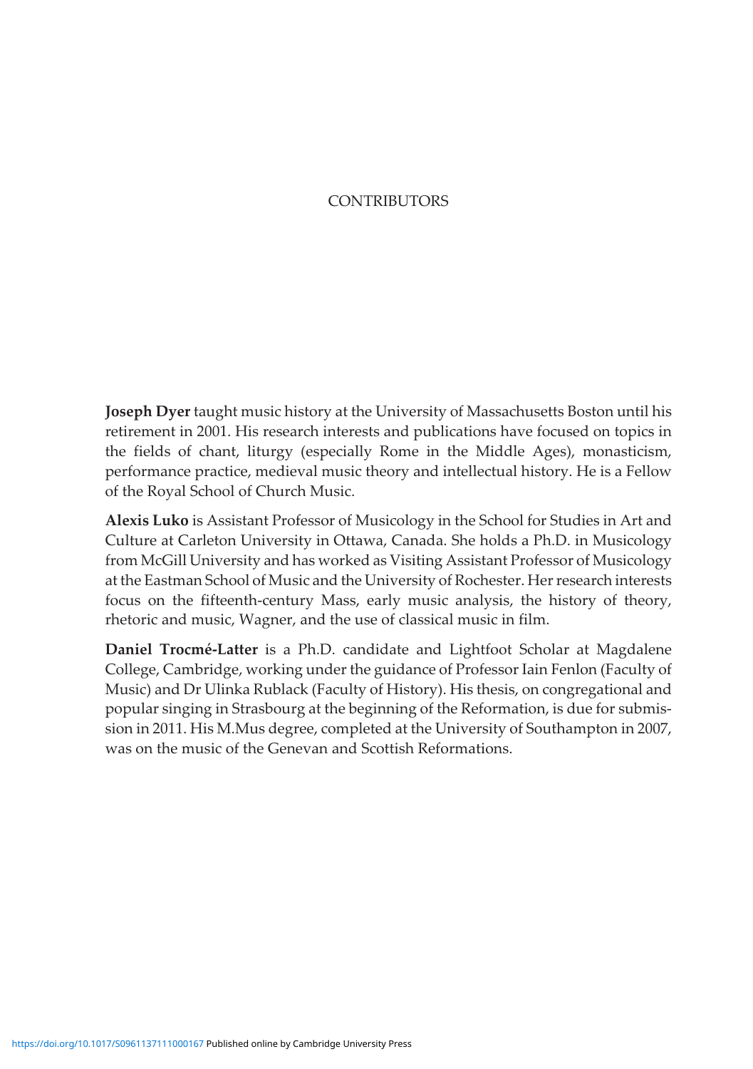# CONTRIBUTORS

**Joseph Dyer** taught music history at the University of Massachusetts Boston until his retirement in 2001. His research interests and publications have focused on topics in the fields of chant, liturgy (especially Rome in the Middle Ages), monasticism, performance practice, medieval music theory and intellectual history. He is a Fellow of the Royal School of Church Music.

**Alexis Luko** is Assistant Professor of Musicology in the School for Studies in Art and Culture at Carleton University in Ottawa, Canada. She holds a Ph.D. in Musicology from McGill University and has worked as Visiting Assistant Professor of Musicology at the Eastman School of Music and the University of Rochester. Her research interests focus on the fifteenth-century Mass, early music analysis, the history of theory, rhetoric and music, Wagner, and the use of classical music in film.

**Daniel Trocmé-Latter** is a Ph.D. candidate and Lightfoot Scholar at Magdalene College, Cambridge, working under the guidance of Professor Iain Fenlon (Faculty of Music) and Dr Ulinka Rublack (Faculty of History). His thesis, on congregational and popular singing in Strasbourg at the beginning of the Reformation, is due for submission in 2011. His M.Mus degree, completed at the University of Southampton in 2007, was on the music of the Genevan and Scottish Reformations.